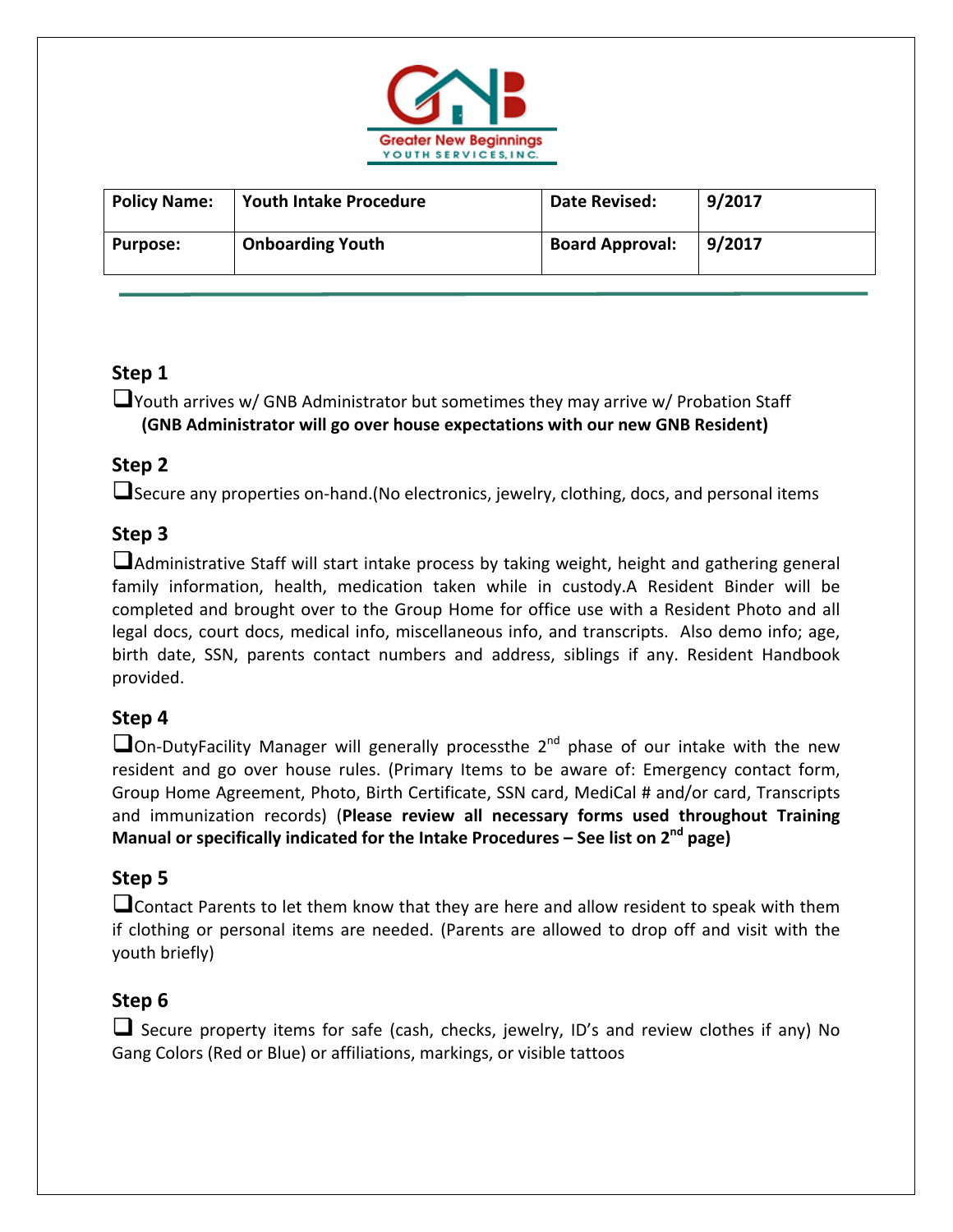Greater New Beginnings
YOUTH SERVICES, INC.

| | | | |
|---|---|---|---|
| **Policy Name:** | **Youth Intake Procedure** | **Date Revised:** | **9/2017** |
| **Purpose:** | **Onboarding Youth** | **Board Approval:** | **9/2017** |

## Step 1

❑Youth arrives w/ GNB Administrator but sometimes they may arrive w/ Probation Staff **(GNB Administrator will go over house expectations with our new GNB Resident)**

## Step 2

❑Secure any properties on-hand.(No electronics, jewelry, clothing, docs, and personal items

## Step 3

❑Administrative Staff will start intake process by taking weight, height and gathering general family information, health, medication taken while in custody.A Resident Binder will be completed and brought over to the Group Home for office use with a Resident Photo and all legal docs, court docs, medical info, miscellaneous info, and transcripts. Also demo info; age, birth date, SSN, parents contact numbers and address, siblings if any. Resident Handbook provided.

## Step 4

❑On-DutyFacility Manager will generally processthe 2nd phase of our intake with the new resident and go over house rules. (Primary Items to be aware of: Emergency contact form, Group Home Agreement, Photo, Birth Certificate, SSN card, MediCal # and/or card, Transcripts and immunization records) (**Please review all necessary forms used throughout Training Manual or specifically indicated for the Intake Procedures – See list on 2nd page)**

## Step 5

❑Contact Parents to let them know that they are here and allow resident to speak with them if clothing or personal items are needed. (Parents are allowed to drop off and visit with the youth briefly)

## Step 6

❑ Secure property items for safe (cash, checks, jewelry, ID's and review clothes if any) No Gang Colors (Red or Blue) or affiliations, markings, or visible tattoos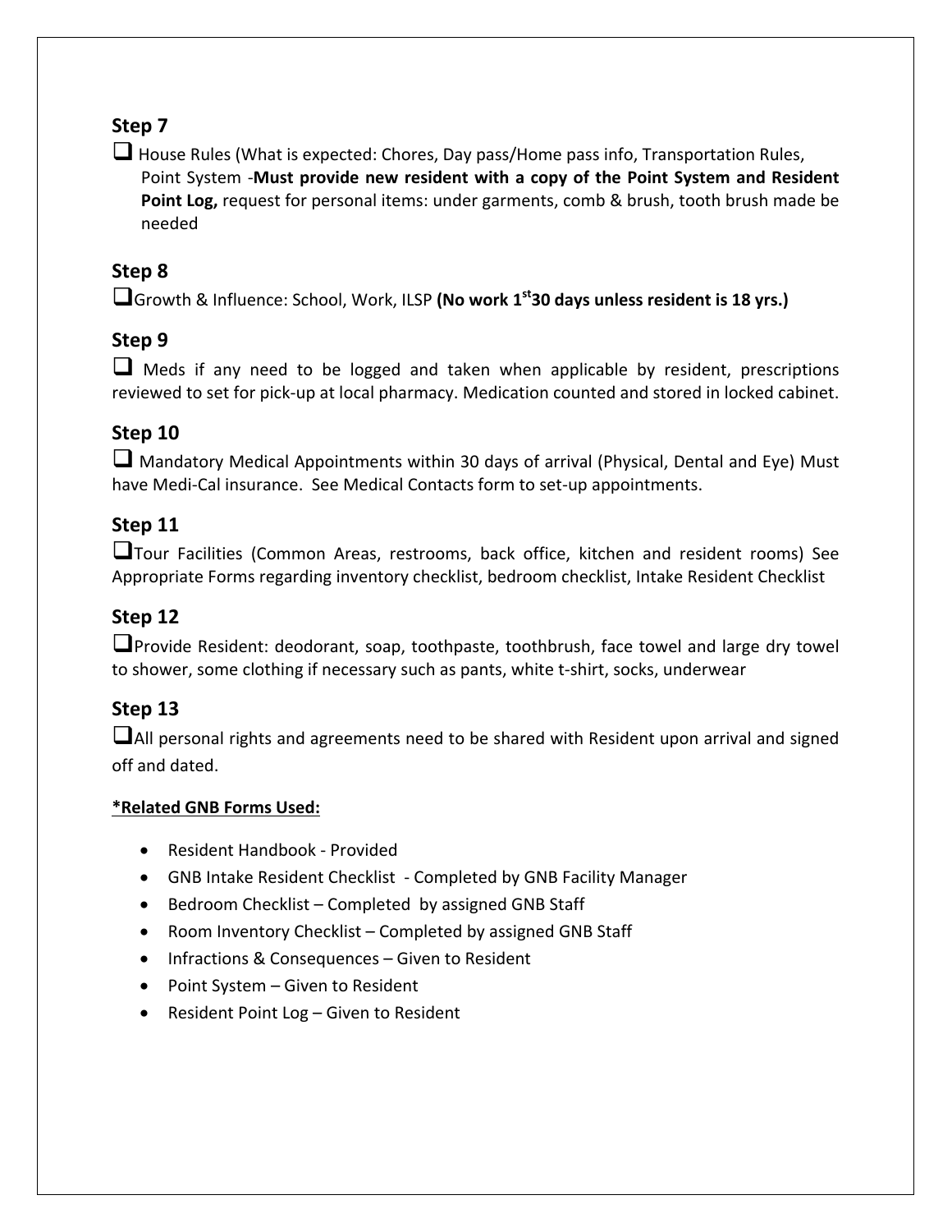## Step 7

- [ ] House Rules (What is expected: Chores, Day pass/Home pass info, Transportation Rules, Point System -**Must provide new resident with a copy of the Point System and Resident Point Log,** request for personal items: under garments, comb & brush, tooth brush made be needed

## Step 8

- [ ] Growth & Influence: School, Work, ILSP **(No work 1st 30 days unless resident is 18 yrs.)**

## Step 9

- [ ] Meds if any need to be logged and taken when applicable by resident, prescriptions reviewed to set for pick-up at local pharmacy. Medication counted and stored in locked cabinet.

## Step 10

- [ ] Mandatory Medical Appointments within 30 days of arrival (Physical, Dental and Eye) Must have Medi-Cal insurance. See Medical Contacts form to set-up appointments.

## Step 11

- [ ] Tour Facilities (Common Areas, restrooms, back office, kitchen and resident rooms) See Appropriate Forms regarding inventory checklist, bedroom checklist, Intake Resident Checklist

## Step 12

- [ ] Provide Resident: deodorant, soap, toothpaste, toothbrush, face towel and large dry towel to shower, some clothing if necessary such as pants, white t-shirt, socks, underwear

## Step 13

- [ ] All personal rights and agreements need to be shared with Resident upon arrival and signed off and dated.

**\*Related GNB Forms Used:**

- Resident Handbook - Provided
- GNB Intake Resident Checklist - Completed by GNB Facility Manager
- Bedroom Checklist – Completed by assigned GNB Staff
- Room Inventory Checklist – Completed by assigned GNB Staff
- Infractions & Consequences – Given to Resident
- Point System – Given to Resident
- Resident Point Log – Given to Resident